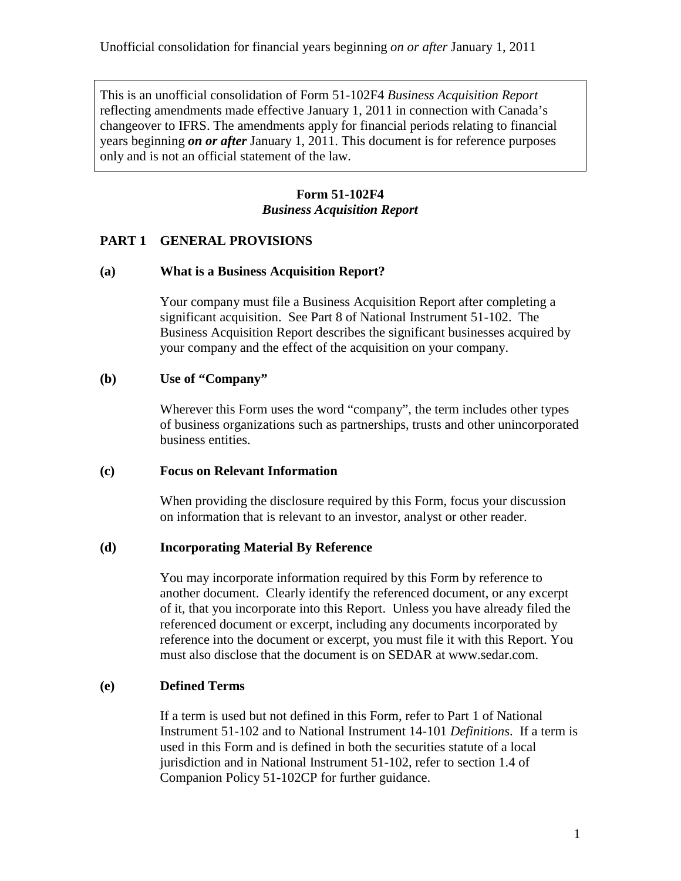Unofficial consolidation for financial years beginning *on or after* January 1, 2011

This is an unofficial consolidation of Form 51-102F4 *Business Acquisition Report* reflecting amendments made effective January 1, 2011 in connection with Canada's changeover to IFRS. The amendments apply for financial periods relating to financial years beginning ***on or after*** January 1, 2011. This document is for reference purposes only and is not an official statement of the law.

# Form 51-102F4
## *Business Acquisition Report*

## PART 1 GENERAL PROVISIONS

### (a) What is a Business Acquisition Report?

Your company must file a Business Acquisition Report after completing a significant acquisition. See Part 8 of National Instrument 51-102. The Business Acquisition Report describes the significant businesses acquired by your company and the effect of the acquisition on your company.

### (b) Use of "Company"

Wherever this Form uses the word "company", the term includes other types of business organizations such as partnerships, trusts and other unincorporated business entities.

### (c) Focus on Relevant Information

When providing the disclosure required by this Form, focus your discussion on information that is relevant to an investor, analyst or other reader.

### (d) Incorporating Material By Reference

You may incorporate information required by this Form by reference to another document. Clearly identify the referenced document, or any excerpt of it, that you incorporate into this Report. Unless you have already filed the referenced document or excerpt, including any documents incorporated by reference into the document or excerpt, you must file it with this Report. You must also disclose that the document is on SEDAR at www.sedar.com.

### (e) Defined Terms

If a term is used but not defined in this Form, refer to Part 1 of National Instrument 51-102 and to National Instrument 14-101 *Definitions*. If a term is used in this Form and is defined in both the securities statute of a local jurisdiction and in National Instrument 51-102, refer to section 1.4 of Companion Policy 51-102CP for further guidance.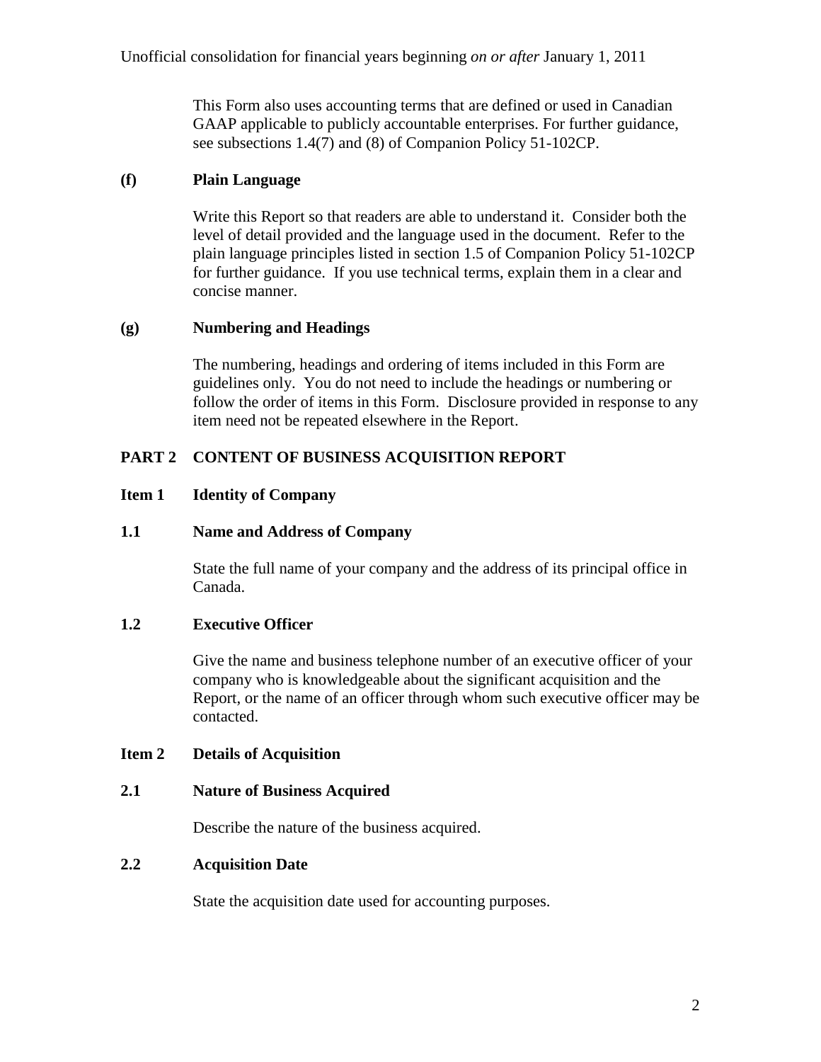This Form also uses accounting terms that are defined or used in Canadian GAAP applicable to publicly accountable enterprises. For further guidance, see subsections 1.4(7) and (8) of Companion Policy 51-102CP.

### (f) Plain Language

Write this Report so that readers are able to understand it. Consider both the level of detail provided and the language used in the document. Refer to the plain language principles listed in section 1.5 of Companion Policy 51-102CP for further guidance. If you use technical terms, explain them in a clear and concise manner.

### (g) Numbering and Headings

The numbering, headings and ordering of items included in this Form are guidelines only. You do not need to include the headings or numbering or follow the order of items in this Form. Disclosure provided in response to any item need not be repeated elsewhere in the Report.

## PART 2 CONTENT OF BUSINESS ACQUISITION REPORT

### Item 1 Identity of Company

### 1.1 Name and Address of Company

State the full name of your company and the address of its principal office in Canada.

### 1.2 Executive Officer

Give the name and business telephone number of an executive officer of your company who is knowledgeable about the significant acquisition and the Report, or the name of an officer through whom such executive officer may be contacted.

### Item 2 Details of Acquisition

### 2.1 Nature of Business Acquired

Describe the nature of the business acquired.

### 2.2 Acquisition Date

State the acquisition date used for accounting purposes.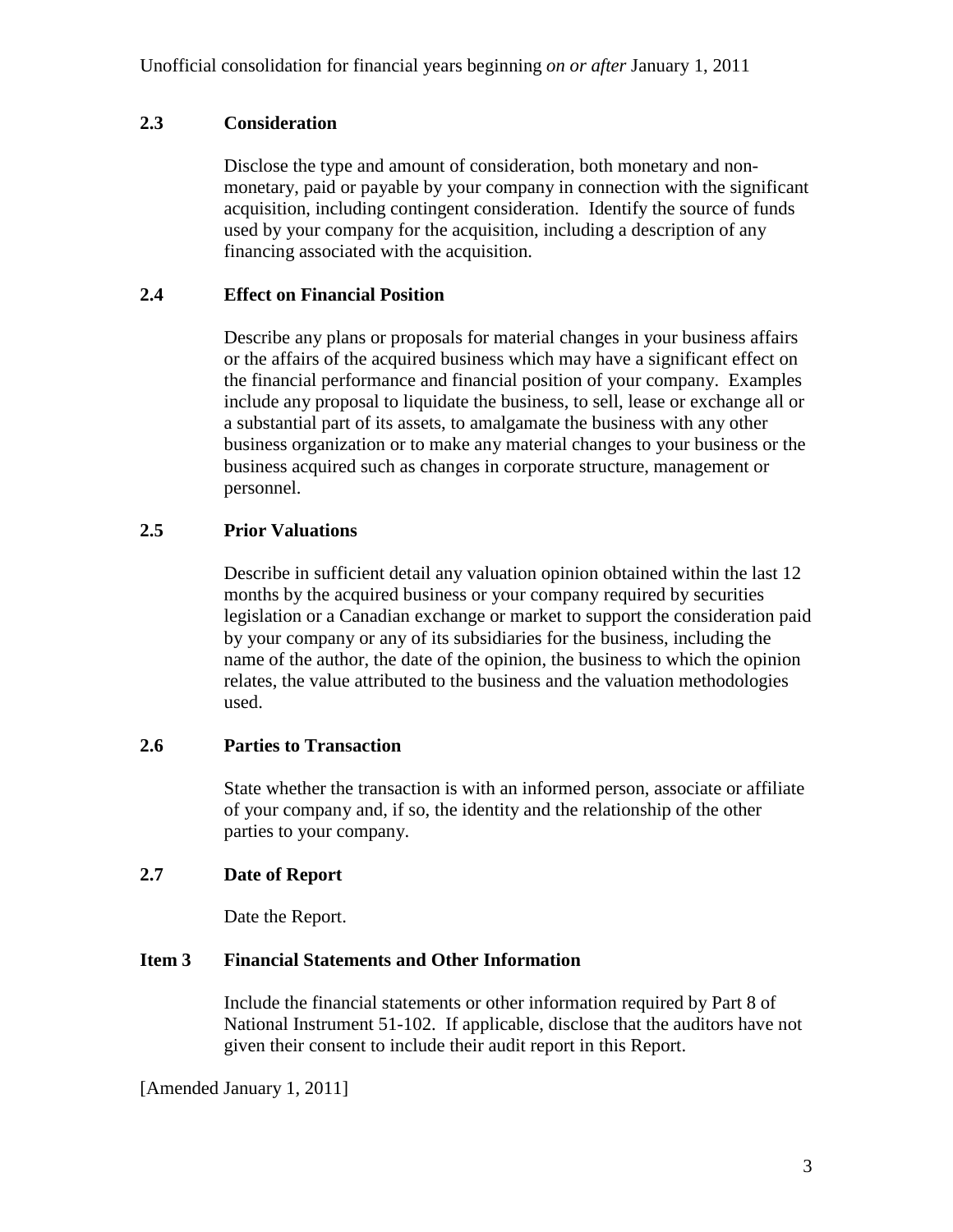### 2.3 Consideration

Disclose the type and amount of consideration, both monetary and non-monetary, paid or payable by your company in connection with the significant acquisition, including contingent consideration. Identify the source of funds used by your company for the acquisition, including a description of any financing associated with the acquisition.

### 2.4 Effect on Financial Position

Describe any plans or proposals for material changes in your business affairs or the affairs of the acquired business which may have a significant effect on the financial performance and financial position of your company. Examples include any proposal to liquidate the business, to sell, lease or exchange all or a substantial part of its assets, to amalgamate the business with any other business organization or to make any material changes to your business or the business acquired such as changes in corporate structure, management or personnel.

### 2.5 Prior Valuations

Describe in sufficient detail any valuation opinion obtained within the last 12 months by the acquired business or your company required by securities legislation or a Canadian exchange or market to support the consideration paid by your company or any of its subsidiaries for the business, including the name of the author, the date of the opinion, the business to which the opinion relates, the value attributed to the business and the valuation methodologies used.

### 2.6 Parties to Transaction

State whether the transaction is with an informed person, associate or affiliate of your company and, if so, the identity and the relationship of the other parties to your company.

### 2.7 Date of Report

Date the Report.

## Item 3 Financial Statements and Other Information

Include the financial statements or other information required by Part 8 of National Instrument 51-102. If applicable, disclose that the auditors have not given their consent to include their audit report in this Report.

[Amended January 1, 2011]